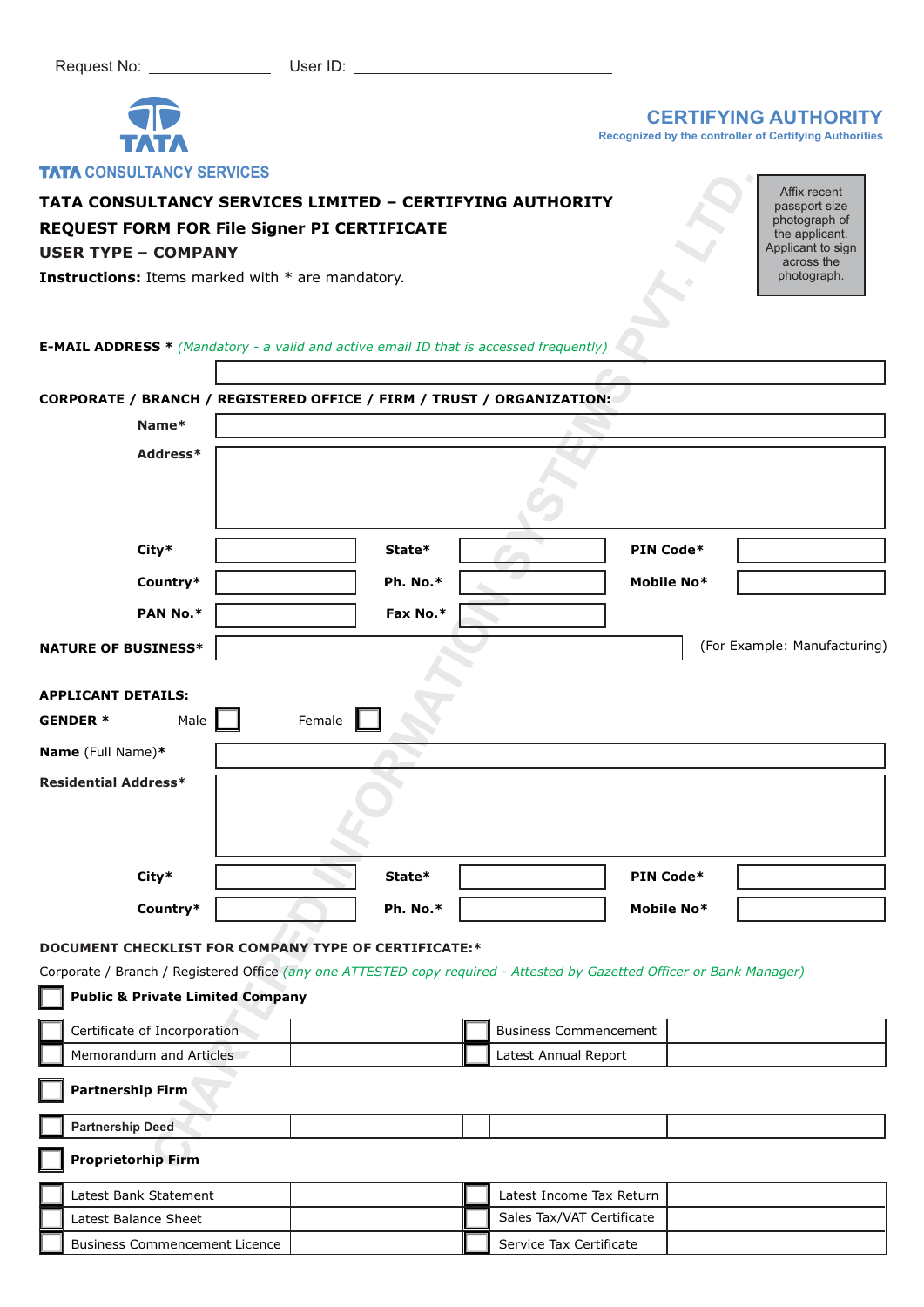Request No: ______________ User ID: ______________________________

TATA CONSULTANCY SERVICES

**CERTIFYING AUTHORITY**
Recognized by the controller of Certifying Authorities

# TATA CONSULTANCY SERVICES LIMITED – CERTIFYING AUTHORITY

## REQUEST FORM FOR File Signer PI CERTIFICATE

## USER TYPE – COMPANY

**Instructions:** Items marked with * are mandatory.

Affix recent passport size photograph of the applicant. Applicant to sign across the photograph.

**E-MAIL ADDRESS *** *(Mandatory - a valid and active email ID that is accessed frequently)*

**CORPORATE / BRANCH / REGISTERED OFFICE / FIRM / TRUST / ORGANIZATION:**

**Name***

**Address***

| **City*** | | **State*** | | **PIN Code*** | |
|---|---|---|---|---|---|
| **Country*** | | **Ph. No.*** | | **Mobile No*** | |
| **PAN No.*** | | **Fax No.*** | | | |

**NATURE OF BUSINESS*** ______________________ (For Example: Manufacturing)

**APPLICANT DETAILS:**

**GENDER *** Male ☐ Female ☐

**Name** (Full Name)*

**Residential Address***

| **City*** | | **State*** | | **PIN Code*** | |
|---|---|---|---|---|---|
| **Country*** | | **Ph. No.*** | | **Mobile No*** | |

**DOCUMENT CHECKLIST FOR COMPANY TYPE OF CERTIFICATE:***

Corporate / Branch / Registered Office *(any one ATTESTED copy required - Attested by Gazetted Officer or Bank Manager)*

☐ **Public & Private Limited Company**

| | | | |
|---|---|---|---|
| ☐ Certificate of Incorporation | | ☐ Business Commencement | |
| ☐ Memorandum and Articles | | ☐ Latest Annual Report | |

☐ **Partnership Firm**

| | | | |
|---|---|---|---|
| ☐ Partnership Deed | | | |

☐ **Proprietorhip Firm**

| | | | |
|---|---|---|---|
| ☐ Latest Bank Statement | | ☐ Latest Income Tax Return | |
| ☐ Latest Balance Sheet | | ☐ Sales Tax/VAT Certificate | |
| ☐ Business Commencement Licence | | ☐ Service Tax Certificate | |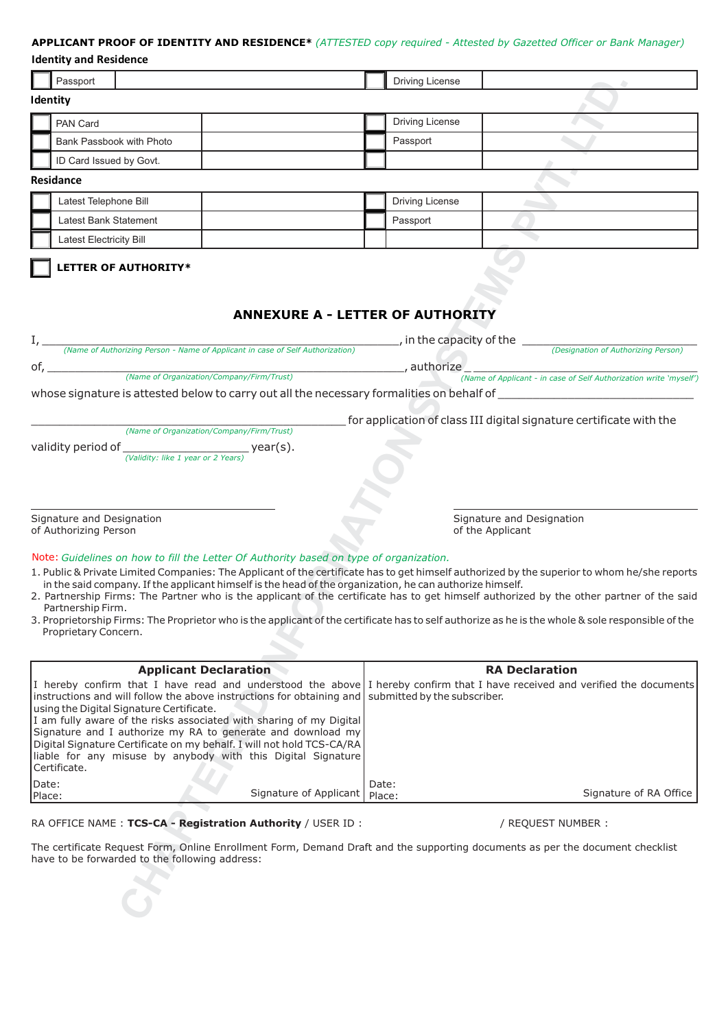**APPLICANT PROOF OF IDENTITY AND RESIDENCE*** *(ATTESTED copy required - Attested by Gazetted Officer or Bank Manager)*

**Identity and Residence**

| | | | | | |
|---|---|---|---|---|---|
| ☐ | Passport | | ☐ | Driving License | |

**Identity**

| | | | | | |
|---|---|---|---|---|---|
| ☐ | PAN Card | | ☐ | Driving License | |
| ☐ | Bank Passbook with Photo | | ☐ | Passport | |
| ☐ | ID Card Issued by Govt. | | ☐ | | |

**Residance**

| | | | | | |
|---|---|---|---|---|---|
| ☐ | Latest Telephone Bill | | ☐ | Driving License | |
| ☐ | Latest Bank Statement | | ☐ | Passport | |
| ☐ | Latest Electricity Bill | | | | |

☐ **LETTER OF AUTHORITY***

## ANNEXURE A - LETTER OF AUTHORITY

I, ____________________________________________, in the capacity of the ____________________
*(Name of Authorizing Person - Name of Applicant in case of Self Authorization)* *(Designation of Authorizing Person)*

of, ____________________________________________, authorize ____________________
*(Name of Organization/Company/Firm/Trust)* *(Name of Applicant - in case of Self Authorization write 'myself')*

whose signature is attested below to carry out all the necessary formalities on behalf of ____________________

____________________________________________ for application of class III digital signature certificate with the
*(Name of Organization/Company/Firm/Trust)*

validity period of ____________________ year(s).
*(Validity: like 1 year or 2 Years)*

Signature and Designation
of Authorizing Person

Signature and Designation
of the Applicant

Note: *Guidelines on how to fill the Letter Of Authority based on type of organization.*

1. Public & Private Limited Companies: The Applicant of the certificate has to get himself authorized by the superior to whom he/she reports in the said company. If the applicant himself is the head of the organization, he can authorize himself.
2. Partnership Firms: The Partner who is the applicant of the certificate has to get himself authorized by the other partner of the said Partnership Firm.
3. Proprietorship Firms: The Proprietor who is the applicant of the certificate has to self authorize as he is the whole & sole responsible of the Proprietary Concern.

| Applicant Declaration | RA Declaration |
|---|---|
| I hereby confirm that I have read and understood the above instructions and will follow the above instructions for obtaining and using the Digital Signature Certificate.<br>I am fully aware of the risks associated with sharing of my Digital Signature and I authorize my RA to generate and download my Digital Signature Certificate on my behalf. I will not hold TCS-CA/RA liable for any misuse by anybody with this Digital Signature Certificate.<br>Date:<br>Place: Signature of Applicant | I hereby confirm that I have received and verified the documents submitted by the subscriber.<br>Date:<br>Place: Signature of RA Office |

RA OFFICE NAME : **TCS-CA - Registration Authority** / USER ID : / REQUEST NUMBER :

The certificate Request Form, Online Enrollment Form, Demand Draft and the supporting documents as per the document checklist have to be forwarded to the following address: